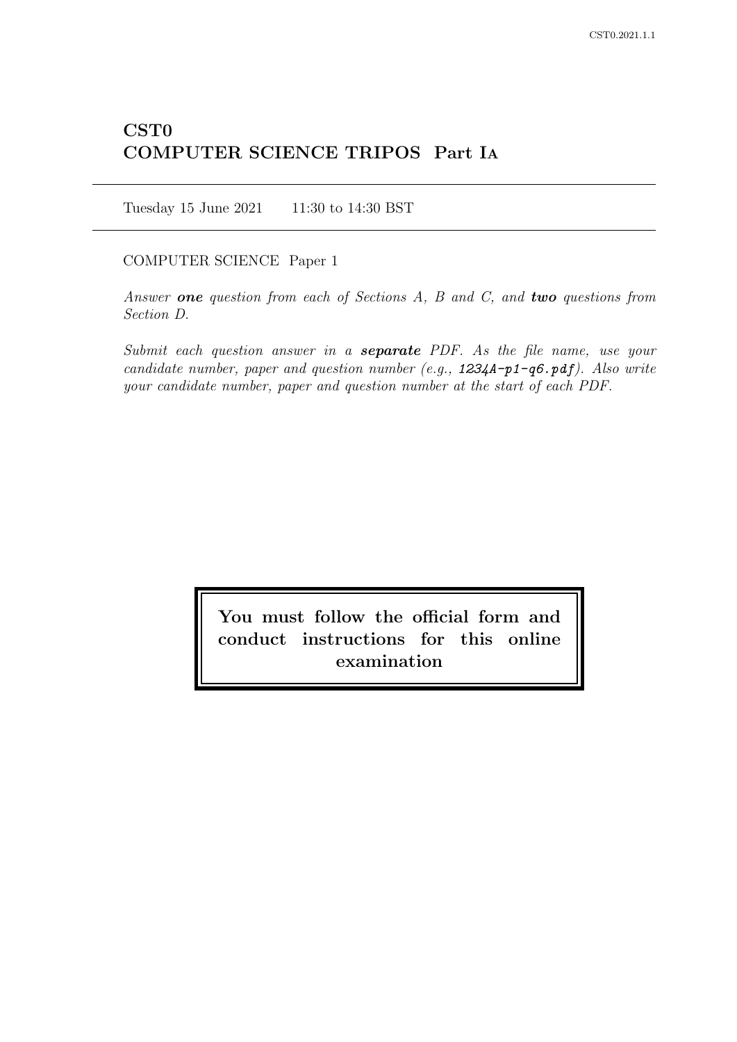# CST0
# COMPUTER SCIENCE TRIPOS Part IA

Tuesday 15 June 2021 11:30 to 14:30 BST

COMPUTER SCIENCE Paper 1

*Answer **one** question from each of Sections A, B and C, and **two** questions from Section D.*

*Submit each question answer in a **separate** PDF. As the file name, use your candidate number, paper and question number (e.g., `1234A-p1-q6.pdf`). Also write your candidate number, paper and question number at the start of each PDF.*

**You must follow the official form and conduct instructions for this online examination**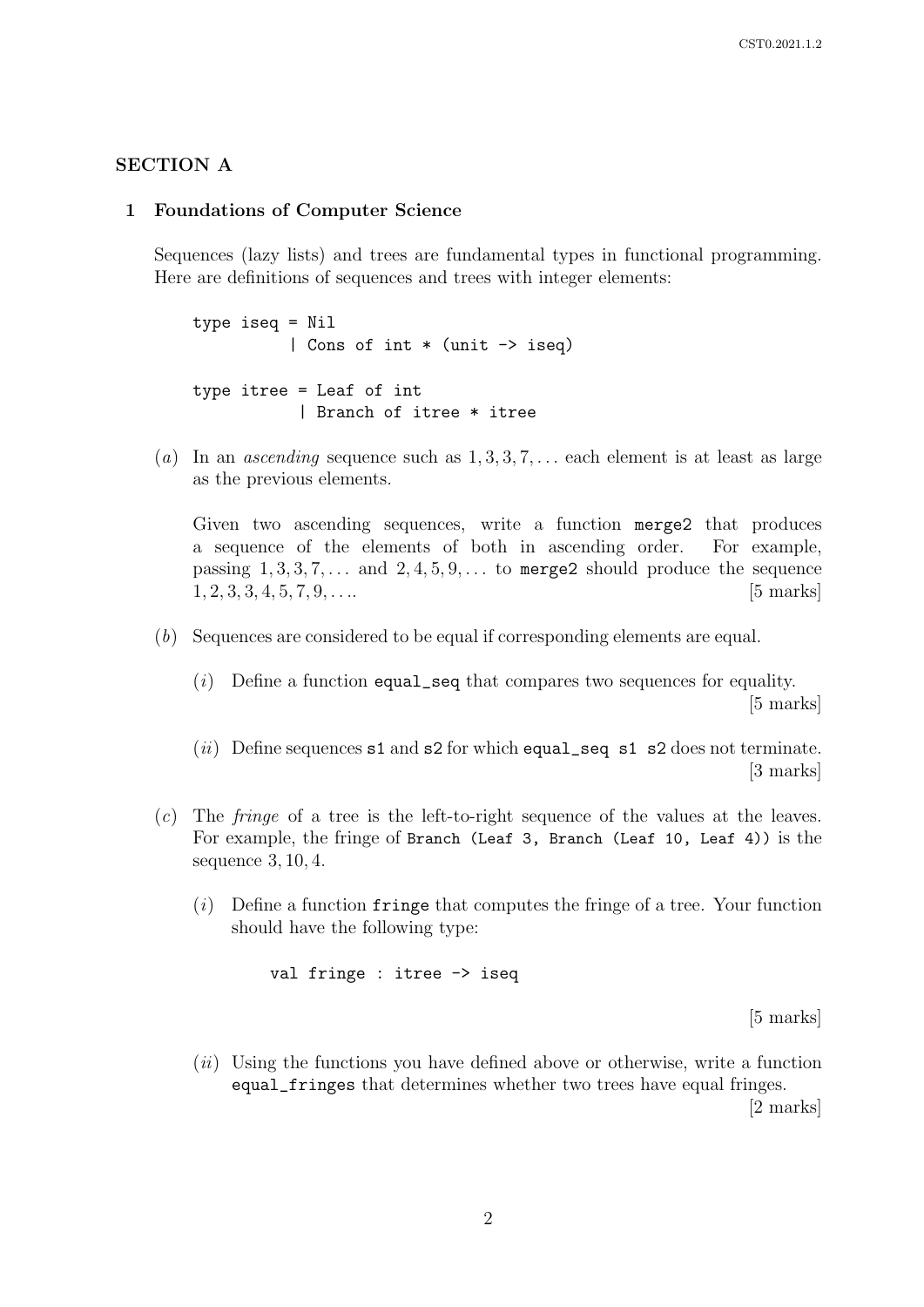## SECTION A

### 1 Foundations of Computer Science

Sequences (lazy lists) and trees are fundamental types in functional programming. Here are definitions of sequences and trees with integer elements:

```
type iseq = Nil
          | Cons of int * (unit -> iseq)

type itree = Leaf of int
           | Branch of itree * itree
```

(*a*) In an *ascending* sequence such as $1, 3, 3, 7, \ldots$ each element is at least as large as the previous elements.

Given two ascending sequences, write a function `merge2` that produces a sequence of the elements of both in ascending order. For example, passing $1, 3, 3, 7, \ldots$ and $2, 4, 5, 9, \ldots$ to `merge2` should produce the sequence $1, 2, 3, 3, 4, 5, 7, 9, \ldots$. [5 marks]

(*b*) Sequences are considered to be equal if corresponding elements are equal.

(*i*) Define a function `equal_seq` that compares two sequences for equality. [5 marks]

(*ii*) Define sequences `s1` and `s2` for which `equal_seq s1 s2` does not terminate. [3 marks]

(*c*) The *fringe* of a tree is the left-to-right sequence of the values at the leaves. For example, the fringe of `Branch (Leaf 3, Branch (Leaf 10, Leaf 4))` is the sequence $3, 10, 4$.

(*i*) Define a function `fringe` that computes the fringe of a tree. Your function should have the following type:

```
val fringe : itree -> iseq
```

[5 marks]

(*ii*) Using the functions you have defined above or otherwise, write a function `equal_fringes` that determines whether two trees have equal fringes. [2 marks]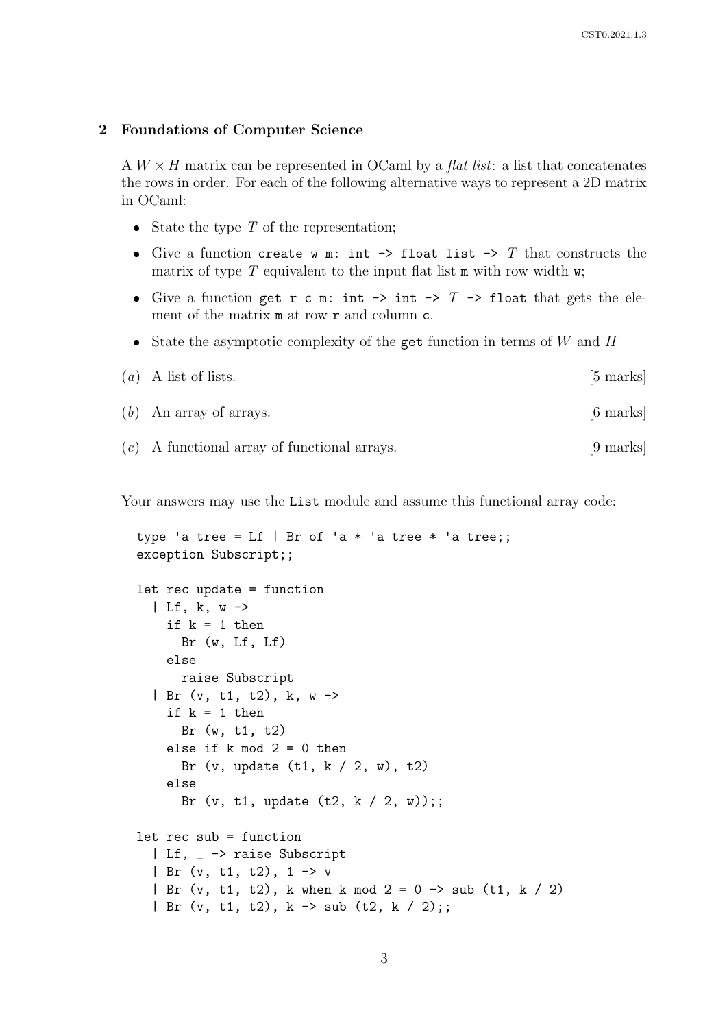## 2 Foundations of Computer Science

A $W \times H$ matrix can be represented in OCaml by a *flat list*: a list that concatenates the rows in order. For each of the following alternative ways to represent a 2D matrix in OCaml:

- State the type $T$ of the representation;
- Give a function `create w m: int -> float list ->` $T$ that constructs the matrix of type $T$ equivalent to the input flat list `m` with row width `w`;
- Give a function `get r c m: int -> int ->` $T$ `-> float` that gets the element of the matrix `m` at row `r` and column `c`.
- State the asymptotic complexity of the `get` function in terms of $W$ and $H$

(*a*) A list of lists. [5 marks]

(*b*) An array of arrays. [6 marks]

(*c*) A functional array of functional arrays. [9 marks]

Your answers may use the `List` module and assume this functional array code:

```
type 'a tree = Lf | Br of 'a * 'a tree * 'a tree;;
exception Subscript;;

let rec update = function
  | Lf, k, w ->
    if k = 1 then
      Br (w, Lf, Lf)
    else
      raise Subscript
  | Br (v, t1, t2), k, w ->
    if k = 1 then
      Br (w, t1, t2)
    else if k mod 2 = 0 then
      Br (v, update (t1, k / 2, w), t2)
    else
      Br (v, t1, update (t2, k / 2, w));;

let rec sub = function
  | Lf, _ -> raise Subscript
  | Br (v, t1, t2), 1 -> v
  | Br (v, t1, t2), k when k mod 2 = 0 -> sub (t1, k / 2)
  | Br (v, t1, t2), k -> sub (t2, k / 2);;
```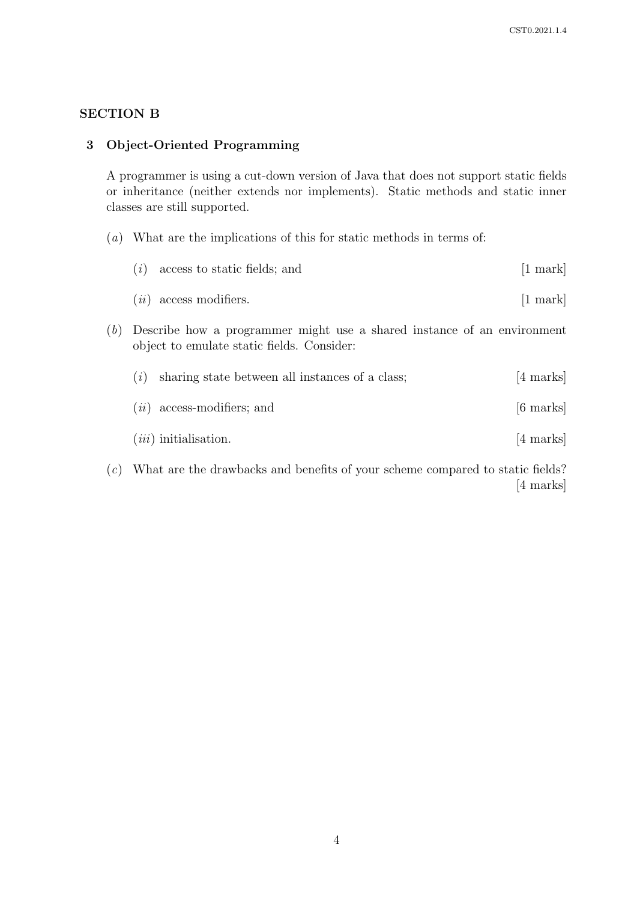## SECTION B

### 3 Object-Oriented Programming

A programmer is using a cut-down version of Java that does not support static fields or inheritance (neither extends nor implements). Static methods and static inner classes are still supported.

(*a*) What are the implications of this for static methods in terms of:

(*i*) access to static fields; and [1 mark]

(*ii*) access modifiers. [1 mark]

(*b*) Describe how a programmer might use a shared instance of an environment object to emulate static fields. Consider:

(*i*) sharing state between all instances of a class; [4 marks]

(*ii*) access-modifiers; and [6 marks]

(*iii*) initialisation. [4 marks]

(*c*) What are the drawbacks and benefits of your scheme compared to static fields? [4 marks]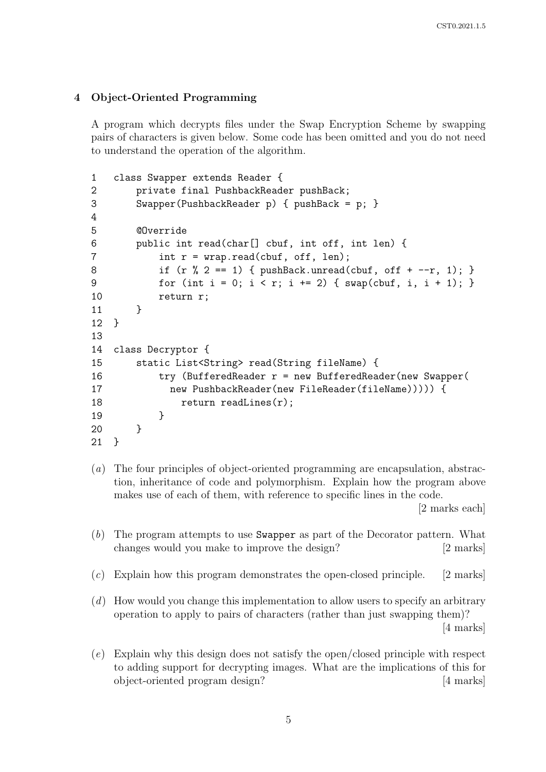## 4 Object-Oriented Programming

A program which decrypts files under the Swap Encryption Scheme by swapping pairs of characters is given below. Some code has been omitted and you do not need to understand the operation of the algorithm.

```
1   class Swapper extends Reader {
2       private final PushbackReader pushBack;
3       Swapper(PushbackReader p) { pushBack = p; }
4
5       @Override
6       public int read(char[] cbuf, int off, int len) {
7           int r = wrap.read(cbuf, off, len);
8           if (r % 2 == 1) { pushBack.unread(cbuf, off + --r, 1); }
9           for (int i = 0; i < r; i += 2) { swap(cbuf, i, i + 1); }
10          return r;
11      }
12  }
13
14  class Decryptor {
15      static List<String> read(String fileName) {
16          try (BufferedReader r = new BufferedReader(new Swapper(
17            new PushbackReader(new FileReader(fileName))))) {
18              return readLines(r);
19          }
20      }
21  }
```

(*a*) The four principles of object-oriented programming are encapsulation, abstraction, inheritance of code and polymorphism. Explain how the program above makes use of each of them, with reference to specific lines in the code. [2 marks each]

(*b*) The program attempts to use `Swapper` as part of the Decorator pattern. What changes would you make to improve the design? [2 marks]

(*c*) Explain how this program demonstrates the open-closed principle. [2 marks]

(*d*) How would you change this implementation to allow users to specify an arbitrary operation to apply to pairs of characters (rather than just swapping them)? [4 marks]

(*e*) Explain why this design does not satisfy the open/closed principle with respect to adding support for decrypting images. What are the implications of this for object-oriented program design? [4 marks]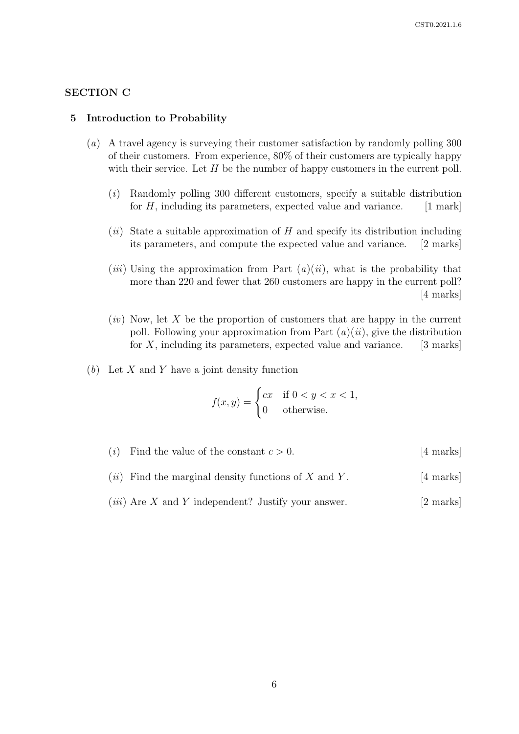## SECTION C

### 5 Introduction to Probability

(*a*) A travel agency is surveying their customer satisfaction by randomly polling 300 of their customers. From experience, 80% of their customers are typically happy with their service. Let $H$ be the number of happy customers in the current poll.

(*i*) Randomly polling 300 different customers, specify a suitable distribution for $H$, including its parameters, expected value and variance. [1 mark]

(*ii*) State a suitable approximation of $H$ and specify its distribution including its parameters, and compute the expected value and variance. [2 marks]

(*iii*) Using the approximation from Part $(a)(ii)$, what is the probability that more than 220 and fewer that 260 customers are happy in the current poll? [4 marks]

(*iv*) Now, let $X$ be the proportion of customers that are happy in the current poll. Following your approximation from Part $(a)(ii)$, give the distribution for $X$, including its parameters, expected value and variance. [3 marks]

(*b*) Let $X$ and $Y$ have a joint density function

$$f(x, y) = \begin{cases} cx & \text{if } 0 < y < x < 1, \\ 0 & \text{otherwise.} \end{cases}$$

(*i*) Find the value of the constant $c > 0$. [4 marks]

(*ii*) Find the marginal density functions of $X$ and $Y$. [4 marks]

(*iii*) Are $X$ and $Y$ independent? Justify your answer. [2 marks]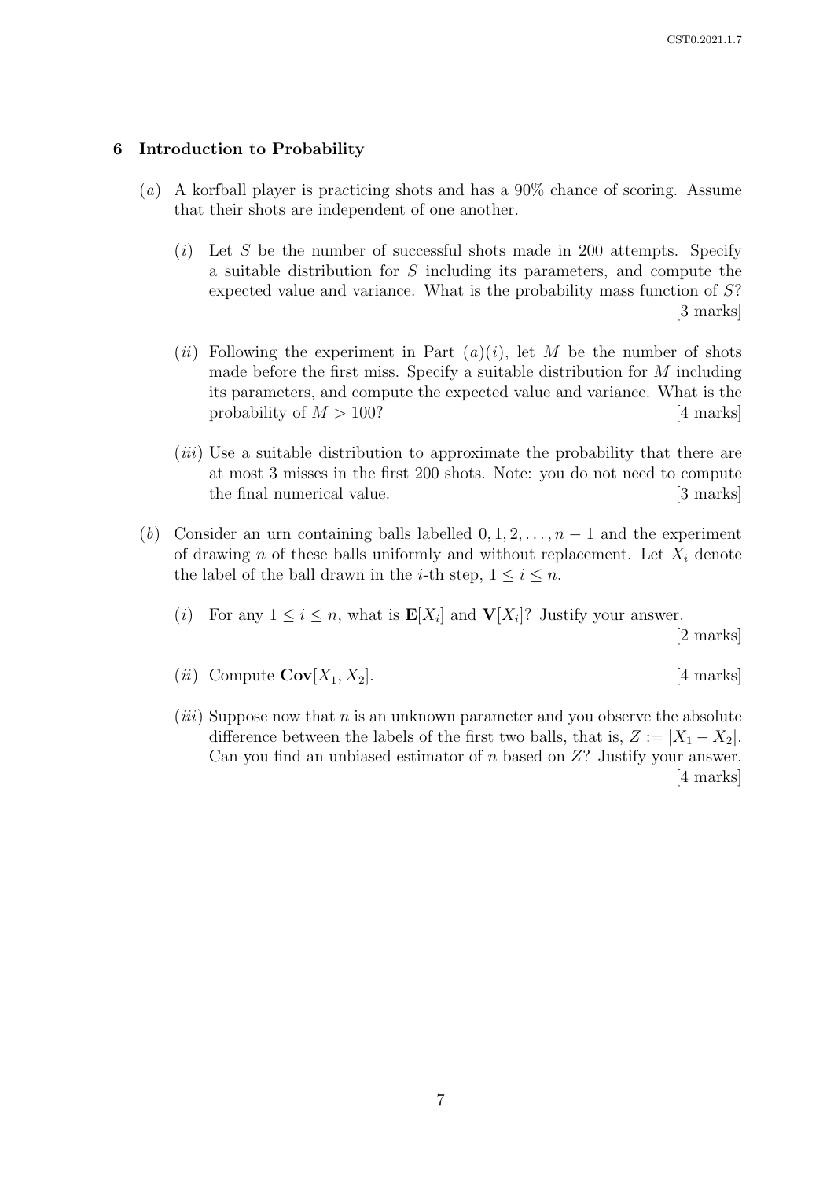## 6 Introduction to Probability

(*a*) A korfball player is practicing shots and has a 90% chance of scoring. Assume that their shots are independent of one another.

(*i*) Let $S$ be the number of successful shots made in 200 attempts. Specify a suitable distribution for $S$ including its parameters, and compute the expected value and variance. What is the probability mass function of $S$? [3 marks]

(*ii*) Following the experiment in Part (*a*)(*i*), let $M$ be the number of shots made before the first miss. Specify a suitable distribution for $M$ including its parameters, and compute the expected value and variance. What is the probability of $M > 100$? [4 marks]

(*iii*) Use a suitable distribution to approximate the probability that there are at most 3 misses in the first 200 shots. Note: you do not need to compute the final numerical value. [3 marks]

(*b*) Consider an urn containing balls labelled $0, 1, 2, \ldots, n-1$ and the experiment of drawing $n$ of these balls uniformly and without replacement. Let $X_i$ denote the label of the ball drawn in the $i$-th step, $1 \leq i \leq n$.

(*i*) For any $1 \leq i \leq n$, what is $\mathbf{E}[X_i]$ and $\mathbf{V}[X_i]$? Justify your answer. [2 marks]

(*ii*) Compute $\mathbf{Cov}[X_1, X_2]$. [4 marks]

(*iii*) Suppose now that $n$ is an unknown parameter and you observe the absolute difference between the labels of the first two balls, that is, $Z := |X_1 - X_2|$. Can you find an unbiased estimator of $n$ based on $Z$? Justify your answer. [4 marks]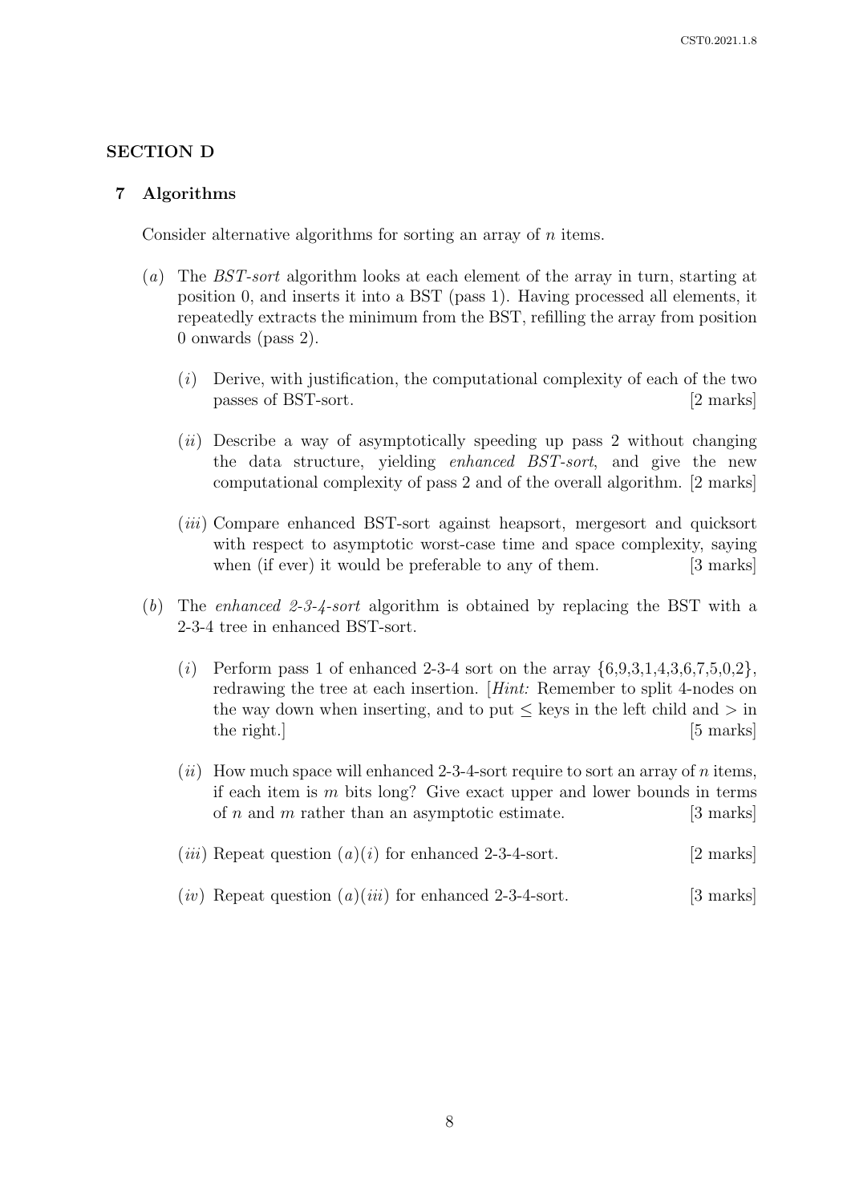## SECTION D

### 7 Algorithms

Consider alternative algorithms for sorting an array of $n$ items.

(*a*) The *BST-sort* algorithm looks at each element of the array in turn, starting at position 0, and inserts it into a BST (pass 1). Having processed all elements, it repeatedly extracts the minimum from the BST, refilling the array from position 0 onwards (pass 2).

(*i*) Derive, with justification, the computational complexity of each of the two passes of BST-sort. [2 marks]

(*ii*) Describe a way of asymptotically speeding up pass 2 without changing the data structure, yielding *enhanced BST-sort*, and give the new computational complexity of pass 2 and of the overall algorithm. [2 marks]

(*iii*) Compare enhanced BST-sort against heapsort, mergesort and quicksort with respect to asymptotic worst-case time and space complexity, saying when (if ever) it would be preferable to any of them. [3 marks]

(*b*) The *enhanced 2-3-4-sort* algorithm is obtained by replacing the BST with a 2-3-4 tree in enhanced BST-sort.

(*i*) Perform pass 1 of enhanced 2-3-4 sort on the array {6,9,3,1,4,3,6,7,5,0,2}, redrawing the tree at each insertion. [*Hint:* Remember to split 4-nodes on the way down when inserting, and to put $\leq$ keys in the left child and $>$ in the right.] [5 marks]

(*ii*) How much space will enhanced 2-3-4-sort require to sort an array of $n$ items, if each item is $m$ bits long? Give exact upper and lower bounds in terms of $n$ and $m$ rather than an asymptotic estimate. [3 marks]

(*iii*) Repeat question (*a*)(*i*) for enhanced 2-3-4-sort. [2 marks]

(*iv*) Repeat question (*a*)(*iii*) for enhanced 2-3-4-sort. [3 marks]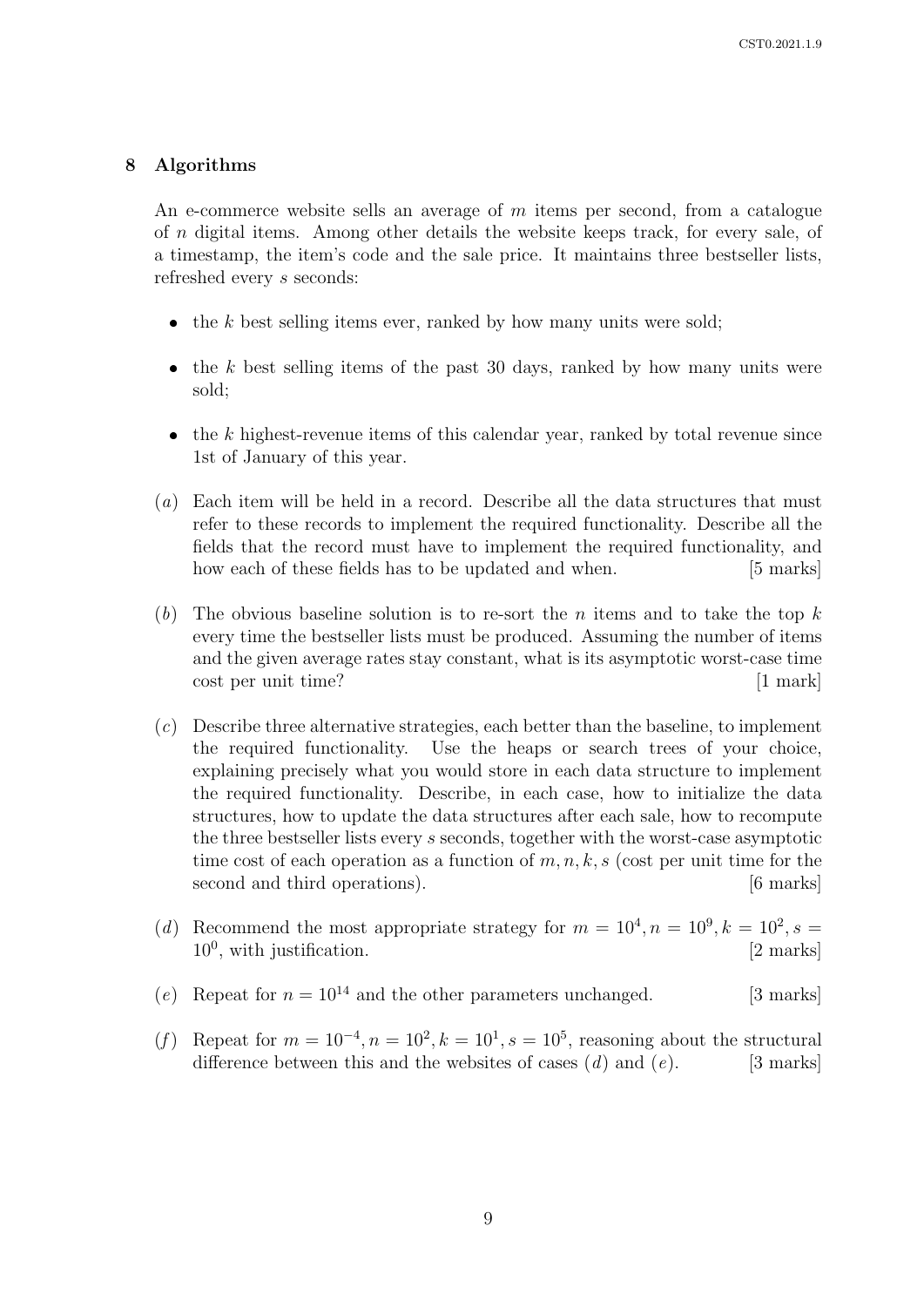## 8 Algorithms

An e-commerce website sells an average of $m$ items per second, from a catalogue of $n$ digital items. Among other details the website keeps track, for every sale, of a timestamp, the item's code and the sale price. It maintains three bestseller lists, refreshed every $s$ seconds:

- the $k$ best selling items ever, ranked by how many units were sold;
- the $k$ best selling items of the past 30 days, ranked by how many units were sold;
- the $k$ highest-revenue items of this calendar year, ranked by total revenue since 1st of January of this year.

(*a*) Each item will be held in a record. Describe all the data structures that must refer to these records to implement the required functionality. Describe all the fields that the record must have to implement the required functionality, and how each of these fields has to be updated and when. [5 marks]

(*b*) The obvious baseline solution is to re-sort the $n$ items and to take the top $k$ every time the bestseller lists must be produced. Assuming the number of items and the given average rates stay constant, what is its asymptotic worst-case time cost per unit time? [1 mark]

(*c*) Describe three alternative strategies, each better than the baseline, to implement the required functionality. Use the heaps or search trees of your choice, explaining precisely what you would store in each data structure to implement the required functionality. Describe, in each case, how to initialize the data structures, how to update the data structures after each sale, how to recompute the three bestseller lists every $s$ seconds, together with the worst-case asymptotic time cost of each operation as a function of $m, n, k, s$ (cost per unit time for the second and third operations). [6 marks]

(*d*) Recommend the most appropriate strategy for $m = 10^4, n = 10^9, k = 10^2, s = 10^0$, with justification. [2 marks]

(*e*) Repeat for $n = 10^{14}$ and the other parameters unchanged. [3 marks]

(*f*) Repeat for $m = 10^{-4}, n = 10^2, k = 10^1, s = 10^5$, reasoning about the structural difference between this and the websites of cases (*d*) and (*e*). [3 marks]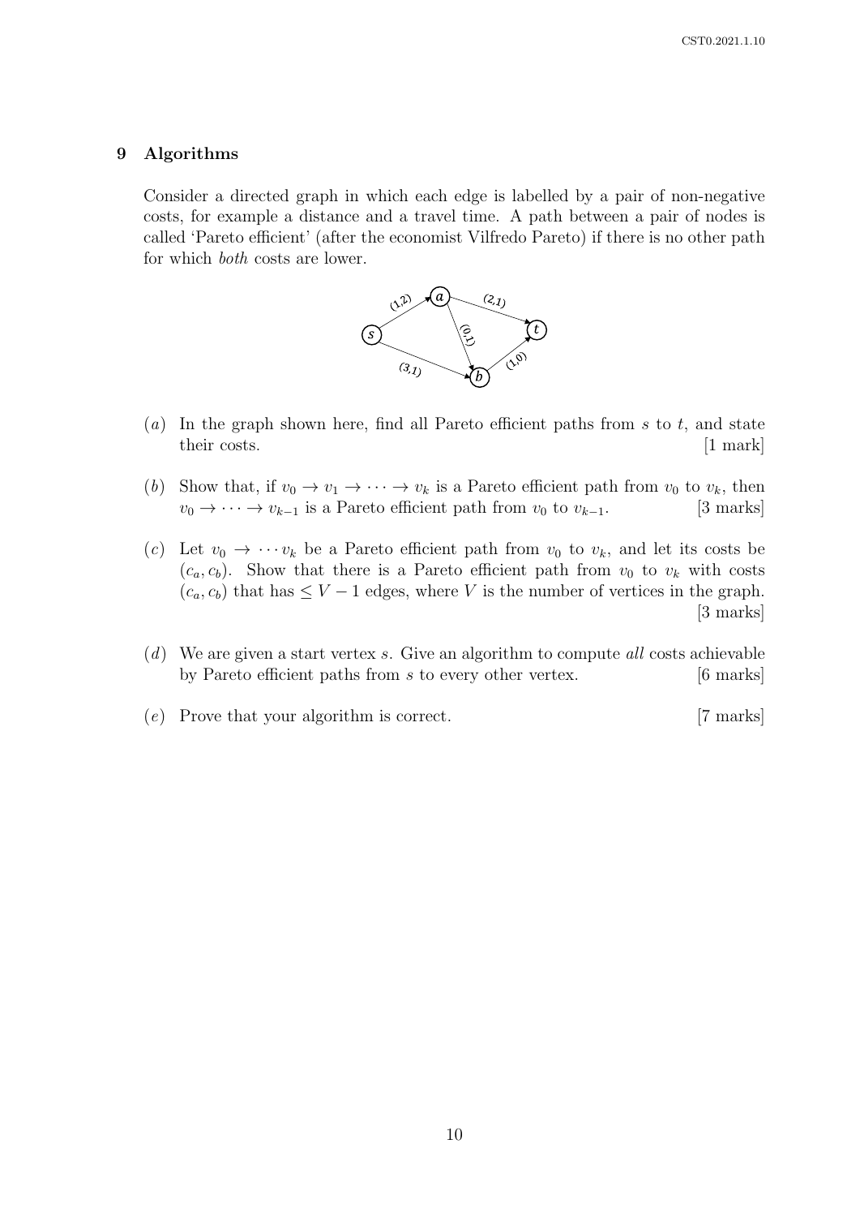## 9 Algorithms

Consider a directed graph in which each edge is labelled by a pair of non-negative costs, for example a distance and a travel time. A path between a pair of nodes is called 'Pareto efficient' (after the economist Vilfredo Pareto) if there is no other path for which *both* costs are lower.

(*a*) In the graph shown here, find all Pareto efficient paths from $s$ to $t$, and state their costs. [1 mark]

(*b*) Show that, if $v_0 \to v_1 \to \cdots \to v_k$ is a Pareto efficient path from $v_0$ to $v_k$, then $v_0 \to \cdots \to v_{k-1}$ is a Pareto efficient path from $v_0$ to $v_{k-1}$. [3 marks]

(*c*) Let $v_0 \to \cdots v_k$ be a Pareto efficient path from $v_0$ to $v_k$, and let its costs be $(c_a, c_b)$. Show that there is a Pareto efficient path from $v_0$ to $v_k$ with costs $(c_a, c_b)$ that has $\leq V - 1$ edges, where $V$ is the number of vertices in the graph. [3 marks]

(*d*) We are given a start vertex $s$. Give an algorithm to compute *all* costs achievable by Pareto efficient paths from $s$ to every other vertex. [6 marks]

(*e*) Prove that your algorithm is correct. [7 marks]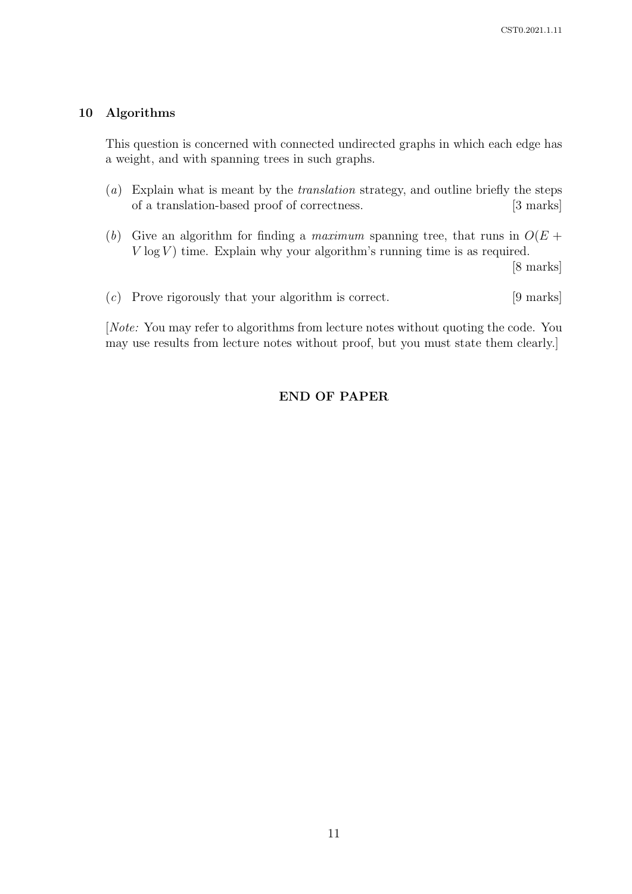## 10 Algorithms

This question is concerned with connected undirected graphs in which each edge has a weight, and with spanning trees in such graphs.

(*a*) Explain what is meant by the *translation* strategy, and outline briefly the steps of a translation-based proof of correctness. [3 marks]

(*b*) Give an algorithm for finding a *maximum* spanning tree, that runs in $O(E + V \log V)$ time. Explain why your algorithm's running time is as required. [8 marks]

(*c*) Prove rigorously that your algorithm is correct. [9 marks]

[*Note:* You may refer to algorithms from lecture notes without quoting the code. You may use results from lecture notes without proof, but you must state them clearly.]

**END OF PAPER**